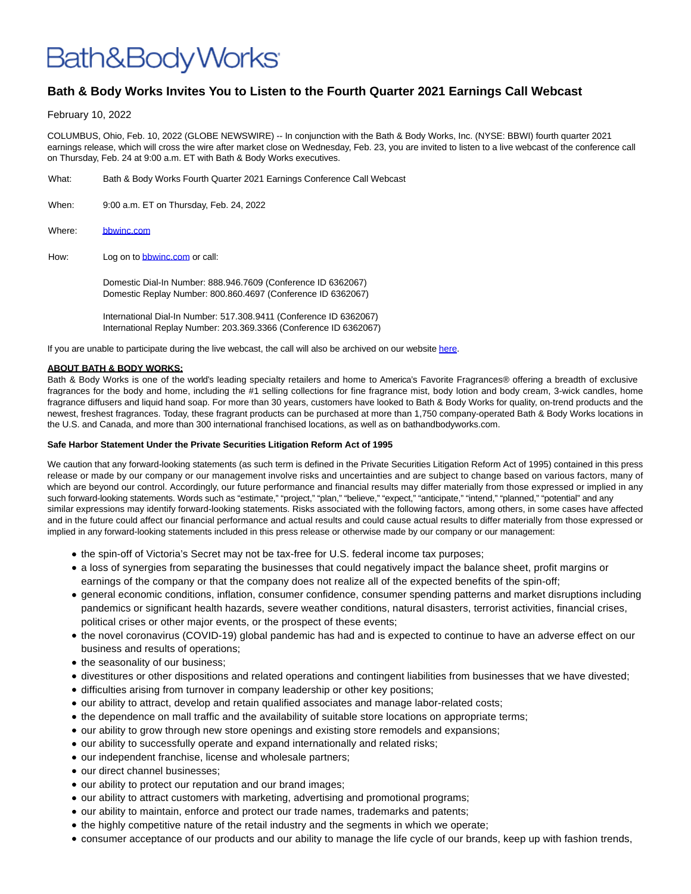Bath&BodyWorks

# Bath & Body Works Invites You to Listen to the Fourth Quarter 2021 Earnings Call Webcast

February 10, 2022

COLUMBUS, Ohio, Feb. 10, 2022 (GLOBE NEWSWIRE) -- In conjunction with the Bath & Body Works, Inc. (NYSE: BBWI) fourth quarter 2021 earnings release, which will cross the wire after market close on Wednesday, Feb. 23, you are invited to listen to a live webcast of the conference call on Thursday, Feb. 24 at 9:00 a.m. ET with Bath & Body Works executives.

| | |
|---|---|
| What: | Bath & Body Works Fourth Quarter 2021 Earnings Conference Call Webcast |
| When: | 9:00 a.m. ET on Thursday, Feb. 24, 2022 |
| Where: | bbwinc.com |
| How: | Log on to bbwinc.com or call:<br><br>Domestic Dial-In Number: 888.946.7609 (Conference ID 6362067)<br>Domestic Replay Number: 800.860.4697 (Conference ID 6362067)<br><br>International Dial-In Number: 517.308.9411 (Conference ID 6362067)<br>International Replay Number: 203.369.3366 (Conference ID 6362067) |

If you are unable to participate during the live webcast, the call will also be archived on our website here.

**ABOUT BATH & BODY WORKS:**

Bath & Body Works is one of the world's leading specialty retailers and home to America's Favorite Fragrances® offering a breadth of exclusive fragrances for the body and home, including the #1 selling collections for fine fragrance mist, body lotion and body cream, 3-wick candles, home fragrance diffusers and liquid hand soap. For more than 30 years, customers have looked to Bath & Body Works for quality, on-trend products and the newest, freshest fragrances. Today, these fragrant products can be purchased at more than 1,750 company-operated Bath & Body Works locations in the U.S. and Canada, and more than 300 international franchised locations, as well as on bathandbodyworks.com.

**Safe Harbor Statement Under the Private Securities Litigation Reform Act of 1995**

We caution that any forward-looking statements (as such term is defined in the Private Securities Litigation Reform Act of 1995) contained in this press release or made by our company or our management involve risks and uncertainties and are subject to change based on various factors, many of which are beyond our control. Accordingly, our future performance and financial results may differ materially from those expressed or implied in any such forward-looking statements. Words such as "estimate," "project," "plan," "believe," "expect," "anticipate," "intend," "planned," "potential" and any similar expressions may identify forward-looking statements. Risks associated with the following factors, among others, in some cases have affected and in the future could affect our financial performance and actual results and could cause actual results to differ materially from those expressed or implied in any forward-looking statements included in this press release or otherwise made by our company or our management:

- the spin-off of Victoria's Secret may not be tax-free for U.S. federal income tax purposes;
- a loss of synergies from separating the businesses that could negatively impact the balance sheet, profit margins or earnings of the company or that the company does not realize all of the expected benefits of the spin-off;
- general economic conditions, inflation, consumer confidence, consumer spending patterns and market disruptions including pandemics or significant health hazards, severe weather conditions, natural disasters, terrorist activities, financial crises, political crises or other major events, or the prospect of these events;
- the novel coronavirus (COVID-19) global pandemic has had and is expected to continue to have an adverse effect on our business and results of operations;
- the seasonality of our business;
- divestitures or other dispositions and related operations and contingent liabilities from businesses that we have divested;
- difficulties arising from turnover in company leadership or other key positions;
- our ability to attract, develop and retain qualified associates and manage labor-related costs;
- the dependence on mall traffic and the availability of suitable store locations on appropriate terms;
- our ability to grow through new store openings and existing store remodels and expansions;
- our ability to successfully operate and expand internationally and related risks;
- our independent franchise, license and wholesale partners;
- our direct channel businesses;
- our ability to protect our reputation and our brand images;
- our ability to attract customers with marketing, advertising and promotional programs;
- our ability to maintain, enforce and protect our trade names, trademarks and patents;
- the highly competitive nature of the retail industry and the segments in which we operate;
- consumer acceptance of our products and our ability to manage the life cycle of our brands, keep up with fashion trends,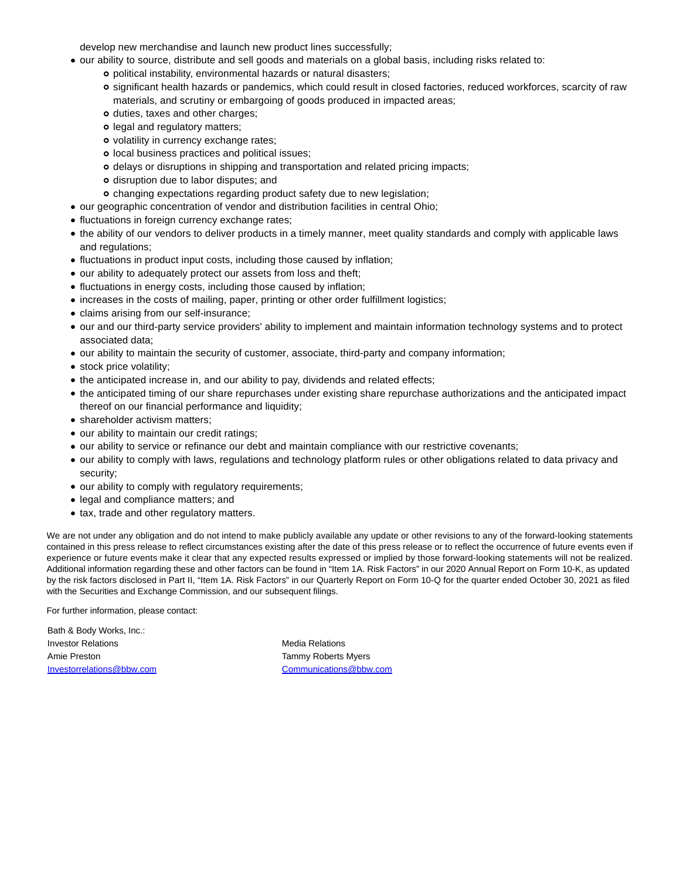develop new merchandise and launch new product lines successfully;

- our ability to source, distribute and sell goods and materials on a global basis, including risks related to:
  - political instability, environmental hazards or natural disasters;
  - significant health hazards or pandemics, which could result in closed factories, reduced workforces, scarcity of raw materials, and scrutiny or embargoing of goods produced in impacted areas;
  - duties, taxes and other charges;
  - legal and regulatory matters;
  - volatility in currency exchange rates;
  - local business practices and political issues;
  - delays or disruptions in shipping and transportation and related pricing impacts;
  - disruption due to labor disputes; and
  - changing expectations regarding product safety due to new legislation;
- our geographic concentration of vendor and distribution facilities in central Ohio;
- fluctuations in foreign currency exchange rates;
- the ability of our vendors to deliver products in a timely manner, meet quality standards and comply with applicable laws and regulations;
- fluctuations in product input costs, including those caused by inflation;
- our ability to adequately protect our assets from loss and theft;
- fluctuations in energy costs, including those caused by inflation;
- increases in the costs of mailing, paper, printing or other order fulfillment logistics;
- claims arising from our self-insurance;
- our and our third-party service providers' ability to implement and maintain information technology systems and to protect associated data;
- our ability to maintain the security of customer, associate, third-party and company information;
- stock price volatility;
- the anticipated increase in, and our ability to pay, dividends and related effects;
- the anticipated timing of our share repurchases under existing share repurchase authorizations and the anticipated impact thereof on our financial performance and liquidity;
- shareholder activism matters;
- our ability to maintain our credit ratings;
- our ability to service or refinance our debt and maintain compliance with our restrictive covenants;
- our ability to comply with laws, regulations and technology platform rules or other obligations related to data privacy and security;
- our ability to comply with regulatory requirements;
- legal and compliance matters; and
- tax, trade and other regulatory matters.

We are not under any obligation and do not intend to make publicly available any update or other revisions to any of the forward-looking statements contained in this press release to reflect circumstances existing after the date of this press release or to reflect the occurrence of future events even if experience or future events make it clear that any expected results expressed or implied by those forward-looking statements will not be realized. Additional information regarding these and other factors can be found in "Item 1A. Risk Factors" in our 2020 Annual Report on Form 10-K, as updated by the risk factors disclosed in Part II, "Item 1A. Risk Factors" in our Quarterly Report on Form 10-Q for the quarter ended October 30, 2021 as filed with the Securities and Exchange Commission, and our subsequent filings.

For further information, please contact:

Bath & Body Works, Inc.:

Investor Relations
Amie Preston
Investorrelations@bbw.com

Media Relations
Tammy Roberts Myers
Communications@bbw.com